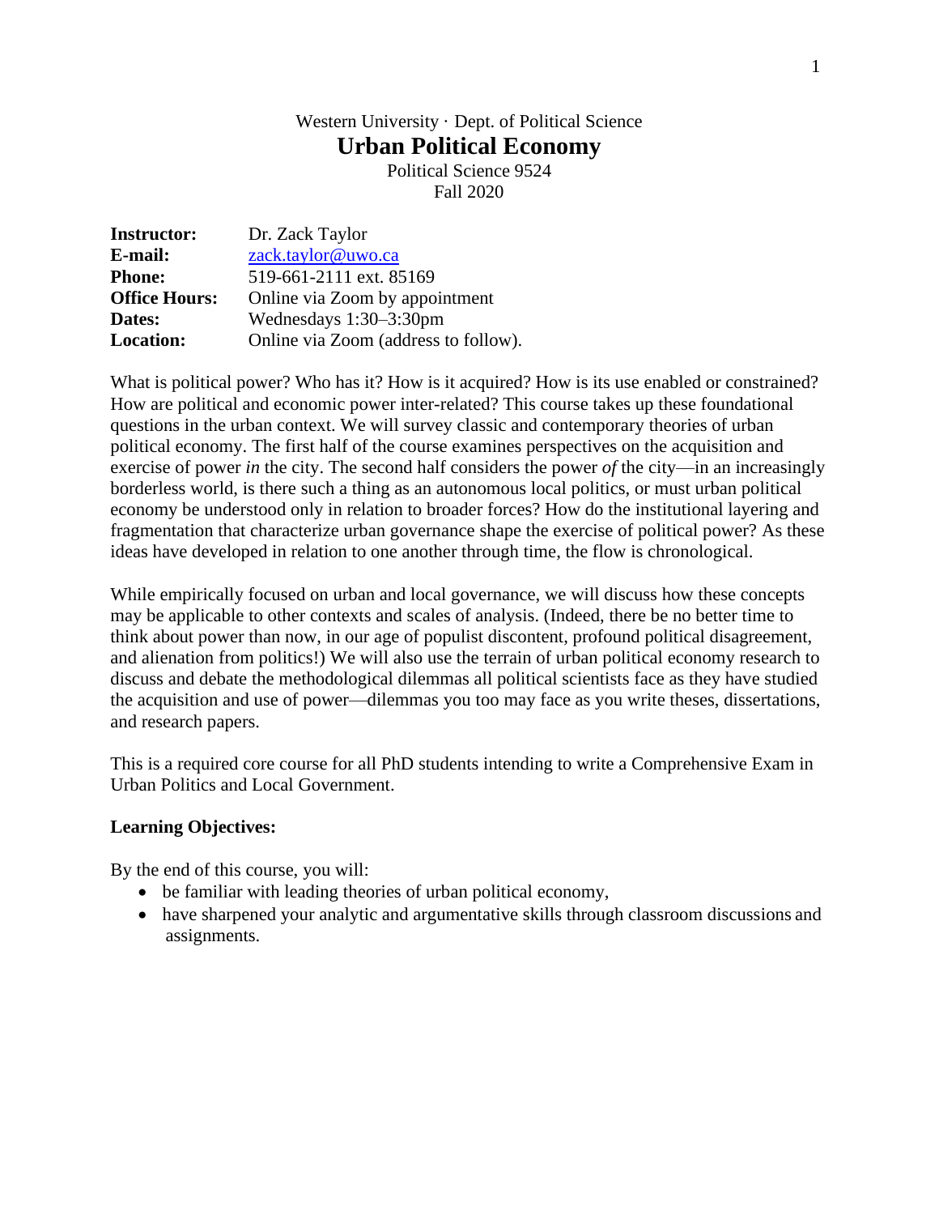Western University · Dept. of Political Science

# Urban Political Economy

Political Science 9524
Fall 2020

| | |
|---|---|
| **Instructor:** | Dr. Zack Taylor |
| **E-mail:** | zack.taylor@uwo.ca |
| **Phone:** | 519-661-2111 ext. 85169 |
| **Office Hours:** | Online via Zoom by appointment |
| **Dates:** | Wednesdays 1:30–3:30pm |
| **Location:** | Online via Zoom (address to follow). |

What is political power? Who has it? How is it acquired? How is its use enabled or constrained? How are political and economic power inter-related? This course takes up these foundational questions in the urban context. We will survey classic and contemporary theories of urban political economy. The first half of the course examines perspectives on the acquisition and exercise of power *in* the city. The second half considers the power *of* the city—in an increasingly borderless world, is there such a thing as an autonomous local politics, or must urban political economy be understood only in relation to broader forces? How do the institutional layering and fragmentation that characterize urban governance shape the exercise of political power? As these ideas have developed in relation to one another through time, the flow is chronological.

While empirically focused on urban and local governance, we will discuss how these concepts may be applicable to other contexts and scales of analysis. (Indeed, there be no better time to think about power than now, in our age of populist discontent, profound political disagreement, and alienation from politics!) We will also use the terrain of urban political economy research to discuss and debate the methodological dilemmas all political scientists face as they have studied the acquisition and use of power—dilemmas you too may face as you write theses, dissertations, and research papers.

This is a required core course for all PhD students intending to write a Comprehensive Exam in Urban Politics and Local Government.

**Learning Objectives:**

By the end of this course, you will:

- be familiar with leading theories of urban political economy,
- have sharpened your analytic and argumentative skills through classroom discussions and assignments.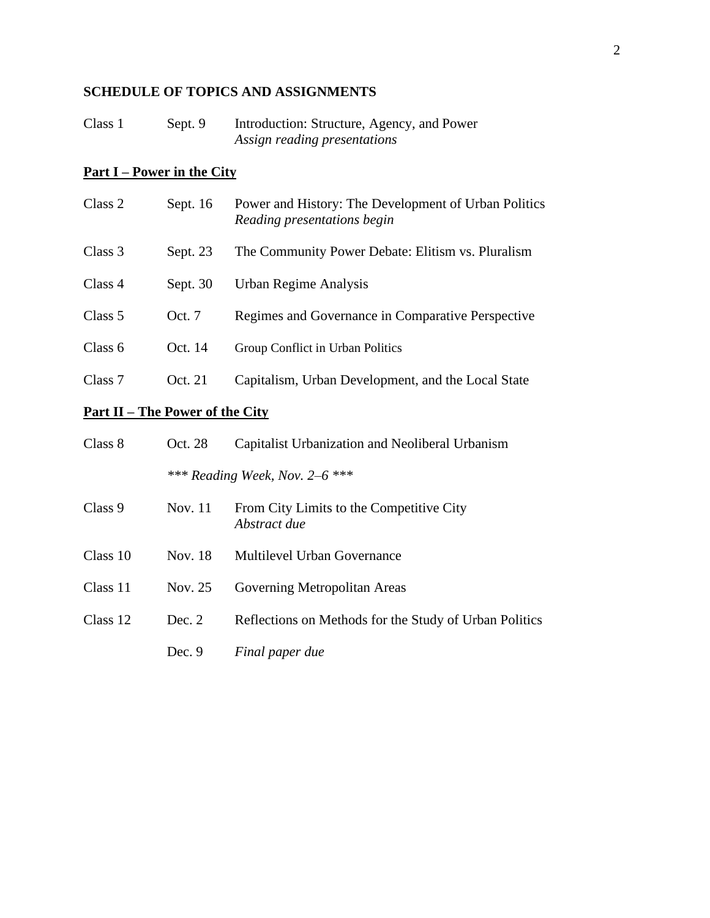**SCHEDULE OF TOPICS AND ASSIGNMENTS**

| | | |
|---|---|---|
| Class 1 | Sept. 9 | Introduction: Structure, Agency, and Power<br>*Assign reading presentations* |

**<u>Part I – Power in the City</u>**

| | | |
|---|---|---|
| Class 2 | Sept. 16 | Power and History: The Development of Urban Politics<br>*Reading presentations begin* |
| Class 3 | Sept. 23 | The Community Power Debate: Elitism vs. Pluralism |
| Class 4 | Sept. 30 | Urban Regime Analysis |
| Class 5 | Oct. 7 | Regimes and Governance in Comparative Perspective |
| Class 6 | Oct. 14 | Group Conflict in Urban Politics |
| Class 7 | Oct. 21 | Capitalism, Urban Development, and the Local State |

**<u>Part II – The Power of the City</u>**

| | | |
|---|---|---|
| Class 8 | Oct. 28 | Capitalist Urbanization and Neoliberal Urbanism |
| | *\*\*\* Reading Week, Nov. 2–6 \*\*\** | |
| Class 9 | Nov. 11 | From City Limits to the Competitive City<br>*Abstract due* |
| Class 10 | Nov. 18 | Multilevel Urban Governance |
| Class 11 | Nov. 25 | Governing Metropolitan Areas |
| Class 12 | Dec. 2 | Reflections on Methods for the Study of Urban Politics |
| | Dec. 9 | *Final paper due* |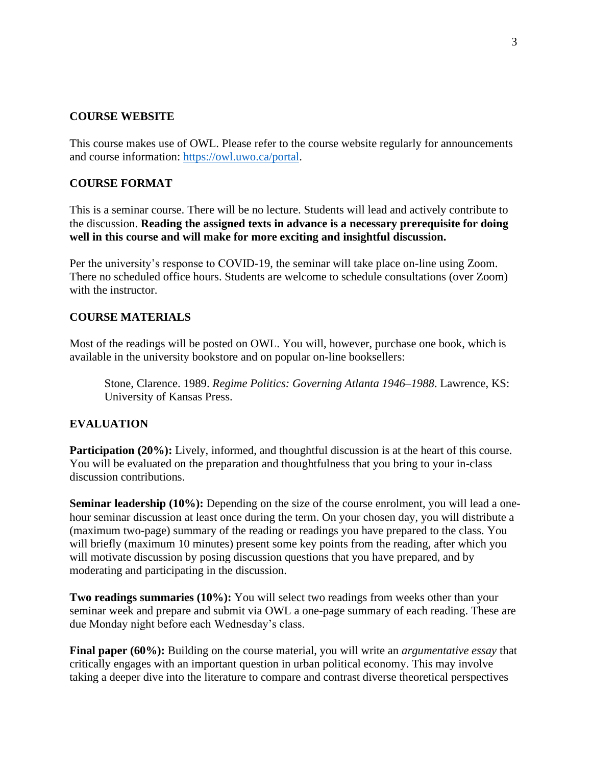## COURSE WEBSITE

This course makes use of OWL. Please refer to the course website regularly for announcements and course information: https://owl.uwo.ca/portal.

## COURSE FORMAT

This is a seminar course. There will be no lecture. Students will lead and actively contribute to the discussion. **Reading the assigned texts in advance is a necessary prerequisite for doing well in this course and will make for more exciting and insightful discussion.**

Per the university's response to COVID-19, the seminar will take place on-line using Zoom. There no scheduled office hours. Students are welcome to schedule consultations (over Zoom) with the instructor.

## COURSE MATERIALS

Most of the readings will be posted on OWL. You will, however, purchase one book, which is available in the university bookstore and on popular on-line booksellers:

> Stone, Clarence. 1989. *Regime Politics: Governing Atlanta 1946–1988*. Lawrence, KS: University of Kansas Press.

## EVALUATION

**Participation (20%):** Lively, informed, and thoughtful discussion is at the heart of this course. You will be evaluated on the preparation and thoughtfulness that you bring to your in-class discussion contributions.

**Seminar leadership (10%):** Depending on the size of the course enrolment, you will lead a one-hour seminar discussion at least once during the term. On your chosen day, you will distribute a (maximum two-page) summary of the reading or readings you have prepared to the class. You will briefly (maximum 10 minutes) present some key points from the reading, after which you will motivate discussion by posing discussion questions that you have prepared, and by moderating and participating in the discussion.

**Two readings summaries (10%):** You will select two readings from weeks other than your seminar week and prepare and submit via OWL a one-page summary of each reading. These are due Monday night before each Wednesday's class.

**Final paper (60%):** Building on the course material, you will write an *argumentative essay* that critically engages with an important question in urban political economy. This may involve taking a deeper dive into the literature to compare and contrast diverse theoretical perspectives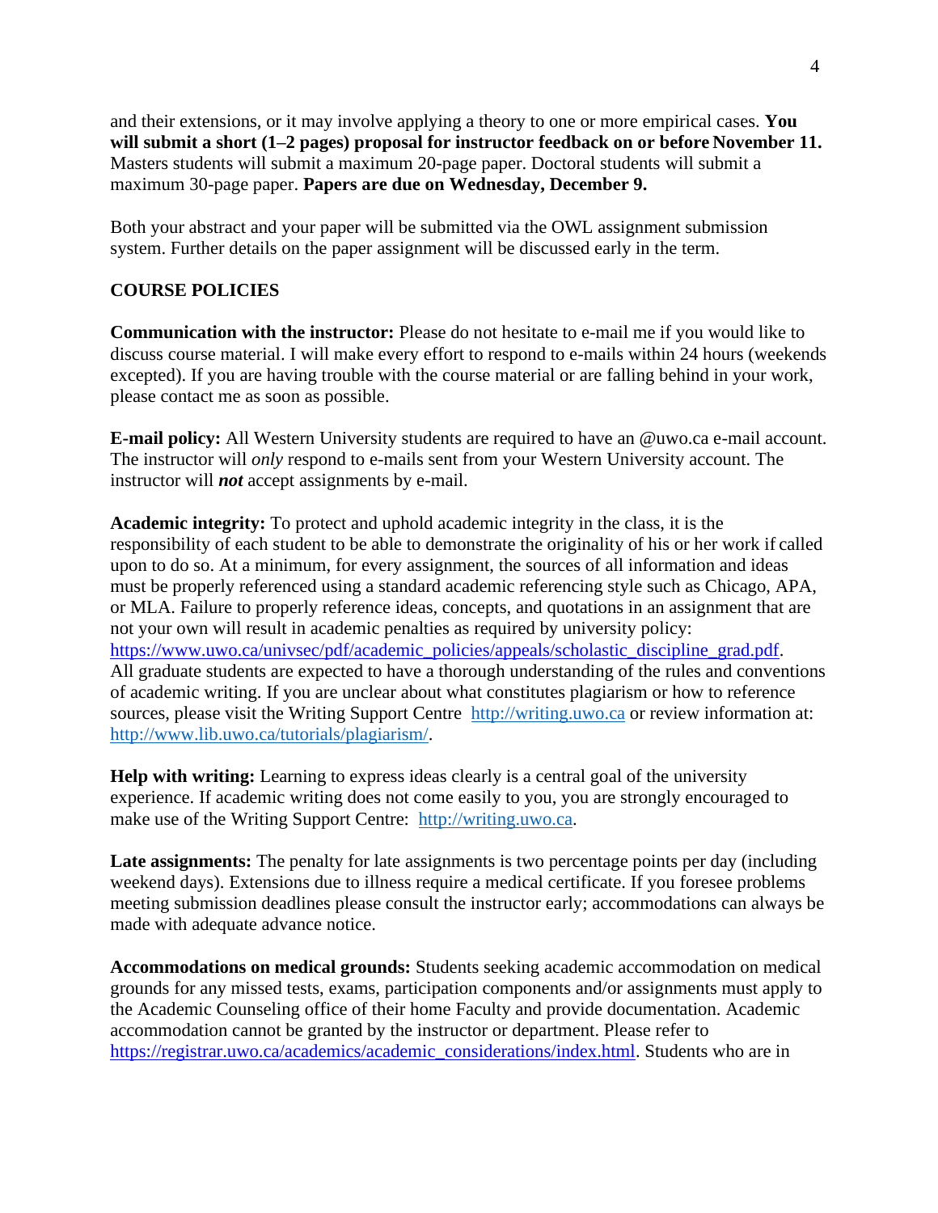and their extensions, or it may involve applying a theory to one or more empirical cases. **You will submit a short (1–2 pages) proposal for instructor feedback on or before November 11.** Masters students will submit a maximum 20-page paper. Doctoral students will submit a maximum 30-page paper. **Papers are due on Wednesday, December 9.**

Both your abstract and your paper will be submitted via the OWL assignment submission system. Further details on the paper assignment will be discussed early in the term.

## COURSE POLICIES

**Communication with the instructor:** Please do not hesitate to e-mail me if you would like to discuss course material. I will make every effort to respond to e-mails within 24 hours (weekends excepted). If you are having trouble with the course material or are falling behind in your work, please contact me as soon as possible.

**E-mail policy:** All Western University students are required to have an @uwo.ca e-mail account. The instructor will *only* respond to e-mails sent from your Western University account. The instructor will ***not*** accept assignments by e-mail.

**Academic integrity:** To protect and uphold academic integrity in the class, it is the responsibility of each student to be able to demonstrate the originality of his or her work if called upon to do so. At a minimum, for every assignment, the sources of all information and ideas must be properly referenced using a standard academic referencing style such as Chicago, APA, or MLA. Failure to properly reference ideas, concepts, and quotations in an assignment that are not your own will result in academic penalties as required by university policy: https://www.uwo.ca/univsec/pdf/academic_policies/appeals/scholastic_discipline_grad.pdf. All graduate students are expected to have a thorough understanding of the rules and conventions of academic writing. If you are unclear about what constitutes plagiarism or how to reference sources, please visit the Writing Support Centre http://writing.uwo.ca or review information at: http://www.lib.uwo.ca/tutorials/plagiarism/.

**Help with writing:** Learning to express ideas clearly is a central goal of the university experience. If academic writing does not come easily to you, you are strongly encouraged to make use of the Writing Support Centre: http://writing.uwo.ca.

**Late assignments:** The penalty for late assignments is two percentage points per day (including weekend days). Extensions due to illness require a medical certificate. If you foresee problems meeting submission deadlines please consult the instructor early; accommodations can always be made with adequate advance notice.

**Accommodations on medical grounds:** Students seeking academic accommodation on medical grounds for any missed tests, exams, participation components and/or assignments must apply to the Academic Counseling office of their home Faculty and provide documentation. Academic accommodation cannot be granted by the instructor or department. Please refer to https://registrar.uwo.ca/academics/academic_considerations/index.html. Students who are in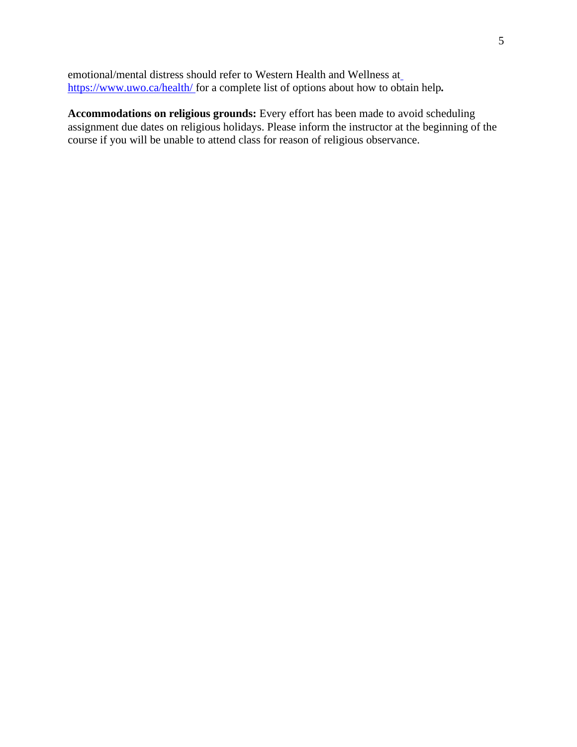emotional/mental distress should refer to Western Health and Wellness at https://www.uwo.ca/health/ for a complete list of options about how to obtain help**.**

**Accommodations on religious grounds:** Every effort has been made to avoid scheduling assignment due dates on religious holidays. Please inform the instructor at the beginning of the course if you will be unable to attend class for reason of religious observance.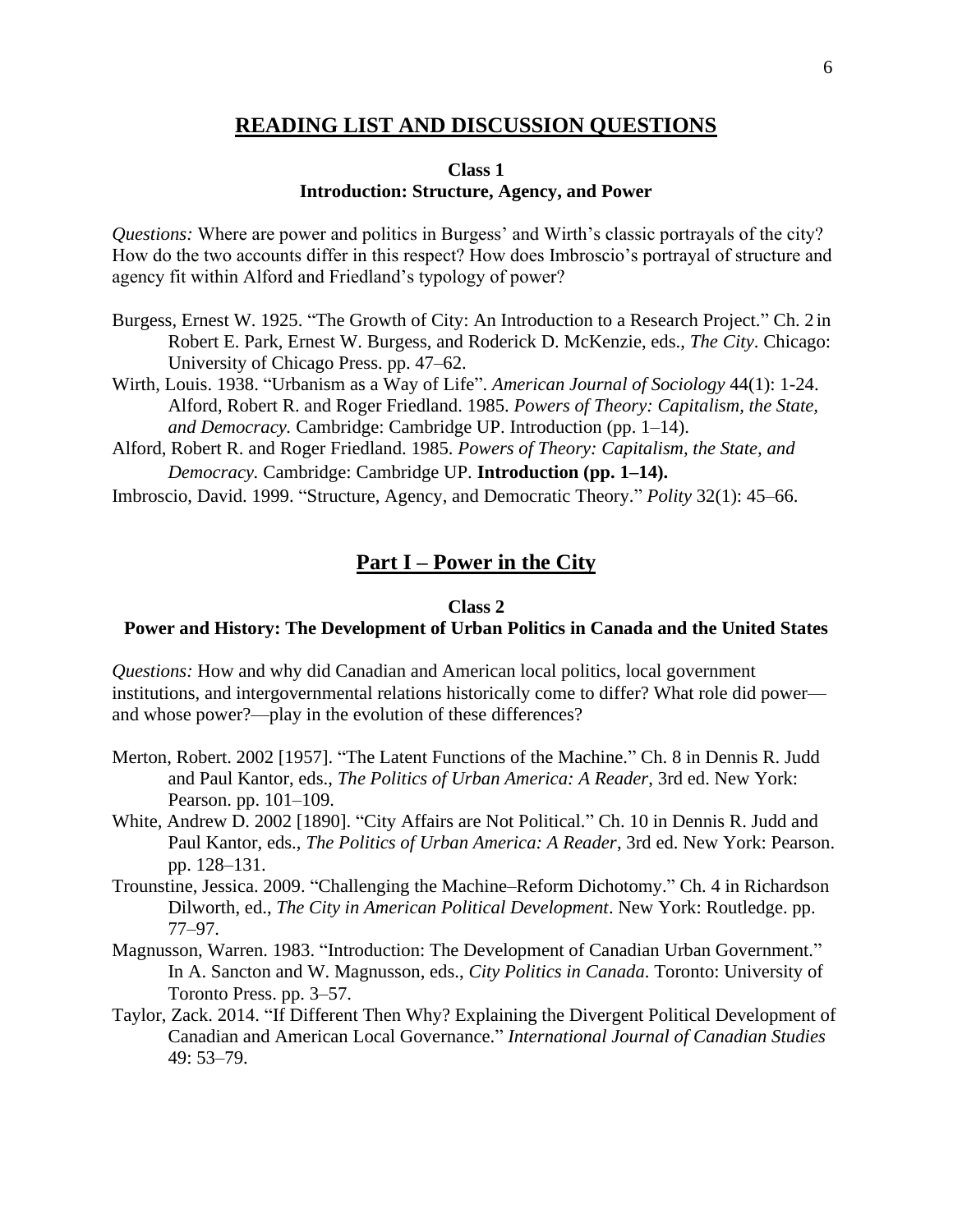## READING LIST AND DISCUSSION QUESTIONS

### Class 1
### Introduction: Structure, Agency, and Power

*Questions:* Where are power and politics in Burgess' and Wirth's classic portrayals of the city? How do the two accounts differ in this respect? How does Imbroscio's portrayal of structure and agency fit within Alford and Friedland's typology of power?

Burgess, Ernest W. 1925. "The Growth of City: An Introduction to a Research Project." Ch. 2 in Robert E. Park, Ernest W. Burgess, and Roderick D. McKenzie, eds., *The City*. Chicago: University of Chicago Press. pp. 47–62.

Wirth, Louis. 1938. "Urbanism as a Way of Life". *American Journal of Sociology* 44(1): 1-24. Alford, Robert R. and Roger Friedland. 1985. *Powers of Theory: Capitalism, the State, and Democracy.* Cambridge: Cambridge UP. Introduction (pp. 1–14).

Alford, Robert R. and Roger Friedland. 1985. *Powers of Theory: Capitalism, the State, and Democracy.* Cambridge: Cambridge UP. **Introduction (pp. 1–14).**

Imbroscio, David. 1999. "Structure, Agency, and Democratic Theory." *Polity* 32(1): 45–66.

## Part I – Power in the City

### Class 2
### Power and History: The Development of Urban Politics in Canada and the United States

*Questions:* How and why did Canadian and American local politics, local government institutions, and intergovernmental relations historically come to differ? What role did power—and whose power?—play in the evolution of these differences?

Merton, Robert. 2002 [1957]. "The Latent Functions of the Machine." Ch. 8 in Dennis R. Judd and Paul Kantor, eds., *The Politics of Urban America: A Reader*, 3rd ed. New York: Pearson. pp. 101–109.

White, Andrew D. 2002 [1890]. "City Affairs are Not Political." Ch. 10 in Dennis R. Judd and Paul Kantor, eds., *The Politics of Urban America: A Reader*, 3rd ed. New York: Pearson. pp. 128–131.

Trounstine, Jessica. 2009. "Challenging the Machine–Reform Dichotomy." Ch. 4 in Richardson Dilworth, ed., *The City in American Political Development*. New York: Routledge. pp. 77–97.

Magnusson, Warren. 1983. "Introduction: The Development of Canadian Urban Government." In A. Sancton and W. Magnusson, eds., *City Politics in Canada.* Toronto: University of Toronto Press. pp. 3–57.

Taylor, Zack. 2014. "If Different Then Why? Explaining the Divergent Political Development of Canadian and American Local Governance." *International Journal of Canadian Studies* 49: 53–79.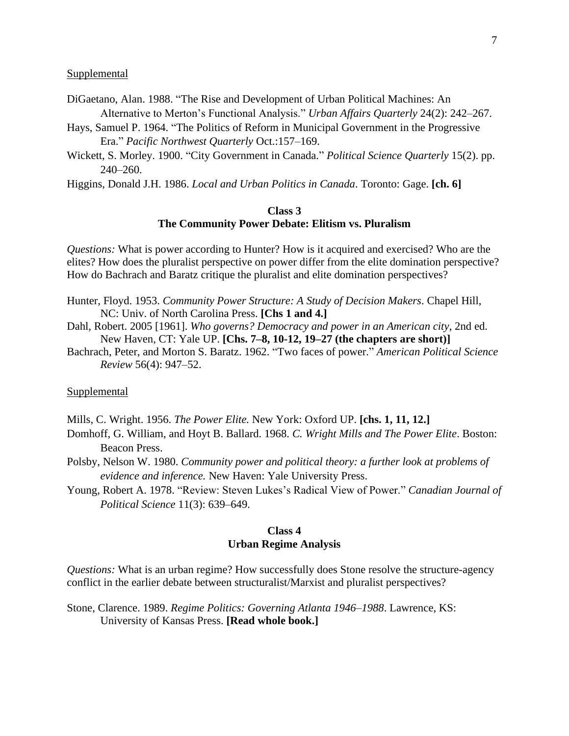Supplemental

DiGaetano, Alan. 1988. "The Rise and Development of Urban Political Machines: An Alternative to Merton's Functional Analysis." *Urban Affairs Quarterly* 24(2): 242–267.

Hays, Samuel P. 1964. "The Politics of Reform in Municipal Government in the Progressive Era." *Pacific Northwest Quarterly* Oct.:157–169.

Wickett, S. Morley. 1900. "City Government in Canada." *Political Science Quarterly* 15(2). pp. 240–260.

Higgins, Donald J.H. 1986. *Local and Urban Politics in Canada*. Toronto: Gage. **[ch. 6]**

## Class 3
## The Community Power Debate: Elitism vs. Pluralism

*Questions:* What is power according to Hunter? How is it acquired and exercised? Who are the elites? How does the pluralist perspective on power differ from the elite domination perspective? How do Bachrach and Baratz critique the pluralist and elite domination perspectives?

Hunter, Floyd. 1953. *Community Power Structure: A Study of Decision Makers*. Chapel Hill, NC: Univ. of North Carolina Press. **[Chs 1 and 4.]**

Dahl, Robert. 2005 [1961]. *Who governs? Democracy and power in an American city*, 2nd ed. New Haven, CT: Yale UP. **[Chs. 7–8, 10-12, 19–27 (the chapters are short)]**

Bachrach, Peter, and Morton S. Baratz. 1962. "Two faces of power." *American Political Science Review* 56(4): 947–52.

Supplemental

Mills, C. Wright. 1956. *The Power Elite.* New York: Oxford UP. **[chs. 1, 11, 12.]**

Domhoff, G. William, and Hoyt B. Ballard. 1968. *C. Wright Mills and The Power Elite*. Boston: Beacon Press.

Polsby, Nelson W. 1980. *Community power and political theory: a further look at problems of evidence and inference.* New Haven: Yale University Press.

Young, Robert A. 1978. "Review: Steven Lukes's Radical View of Power." *Canadian Journal of Political Science* 11(3): 639–649.

## Class 4
## Urban Regime Analysis

*Questions:* What is an urban regime? How successfully does Stone resolve the structure-agency conflict in the earlier debate between structuralist/Marxist and pluralist perspectives?

Stone, Clarence. 1989. *Regime Politics: Governing Atlanta 1946–1988*. Lawrence, KS: University of Kansas Press. **[Read whole book.]**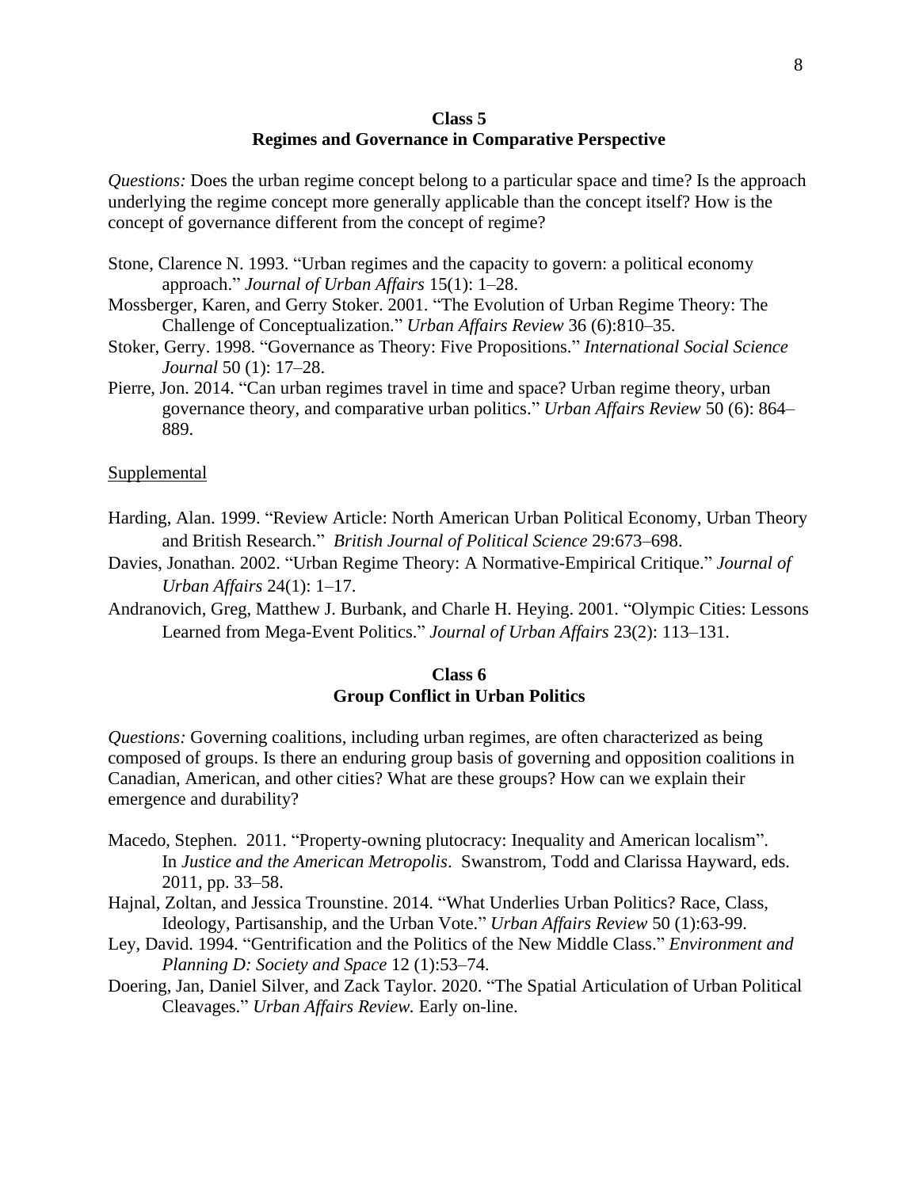## Class 5
## Regimes and Governance in Comparative Perspective

*Questions:* Does the urban regime concept belong to a particular space and time? Is the approach underlying the regime concept more generally applicable than the concept itself? How is the concept of governance different from the concept of regime?

Stone, Clarence N. 1993. "Urban regimes and the capacity to govern: a political economy approach." *Journal of Urban Affairs* 15(1): 1–28.

Mossberger, Karen, and Gerry Stoker. 2001. "The Evolution of Urban Regime Theory: The Challenge of Conceptualization." *Urban Affairs Review* 36 (6):810–35.

Stoker, Gerry. 1998. "Governance as Theory: Five Propositions." *International Social Science Journal* 50 (1): 17–28.

Pierre, Jon. 2014. "Can urban regimes travel in time and space? Urban regime theory, urban governance theory, and comparative urban politics." *Urban Affairs Review* 50 (6): 864–889.

Supplemental

Harding, Alan. 1999. "Review Article: North American Urban Political Economy, Urban Theory and British Research." *British Journal of Political Science* 29:673–698.

Davies, Jonathan. 2002. "Urban Regime Theory: A Normative-Empirical Critique." *Journal of Urban Affairs* 24(1): 1–17.

Andranovich, Greg, Matthew J. Burbank, and Charle H. Heying. 2001. "Olympic Cities: Lessons Learned from Mega-Event Politics." *Journal of Urban Affairs* 23(2): 113–131.

## Class 6
## Group Conflict in Urban Politics

*Questions:* Governing coalitions, including urban regimes, are often characterized as being composed of groups. Is there an enduring group basis of governing and opposition coalitions in Canadian, American, and other cities? What are these groups? How can we explain their emergence and durability?

Macedo, Stephen. 2011. "Property-owning plutocracy: Inequality and American localism". In *Justice and the American Metropolis*. Swanstrom, Todd and Clarissa Hayward, eds. 2011, pp. 33–58.

Hajnal, Zoltan, and Jessica Trounstine. 2014. "What Underlies Urban Politics? Race, Class, Ideology, Partisanship, and the Urban Vote." *Urban Affairs Review* 50 (1):63-99.

Ley, David. 1994. "Gentrification and the Politics of the New Middle Class." *Environment and Planning D: Society and Space* 12 (1):53–74.

Doering, Jan, Daniel Silver, and Zack Taylor. 2020. "The Spatial Articulation of Urban Political Cleavages." *Urban Affairs Review.* Early on-line.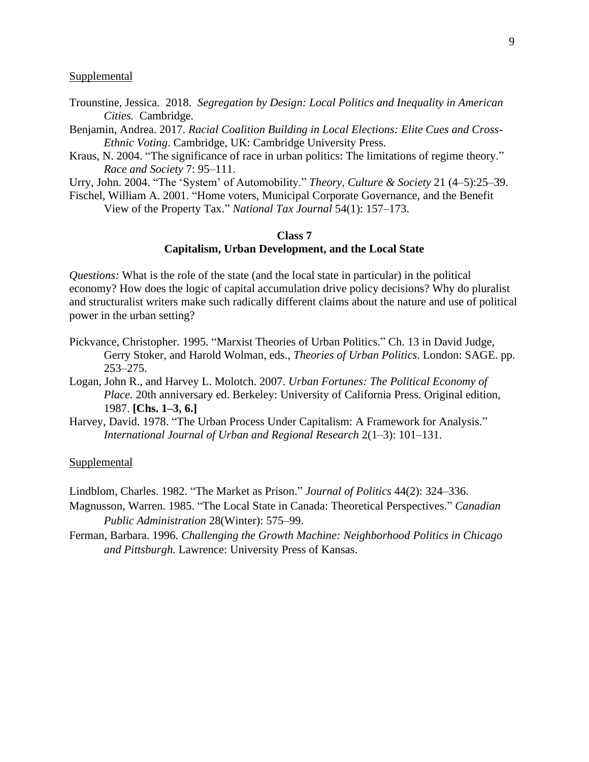Supplemental

Trounstine, Jessica. 2018. *Segregation by Design: Local Politics and Inequality in American Cities.* Cambridge.

Benjamin, Andrea. 2017. *Racial Coalition Building in Local Elections: Elite Cues and Cross-Ethnic Voting*. Cambridge, UK: Cambridge University Press.

Kraus, N. 2004. "The significance of race in urban politics: The limitations of regime theory." *Race and Society* 7: 95–111.

Urry, John. 2004. "The 'System' of Automobility." *Theory, Culture & Society* 21 (4–5):25–39.

Fischel, William A. 2001. "Home voters, Municipal Corporate Governance, and the Benefit View of the Property Tax." *National Tax Journal* 54(1): 157–173.

## Class 7
## Capitalism, Urban Development, and the Local State

*Questions:* What is the role of the state (and the local state in particular) in the political economy? How does the logic of capital accumulation drive policy decisions? Why do pluralist and structuralist writers make such radically different claims about the nature and use of political power in the urban setting?

Pickvance, Christopher. 1995. "Marxist Theories of Urban Politics." Ch. 13 in David Judge, Gerry Stoker, and Harold Wolman, eds., *Theories of Urban Politics*. London: SAGE. pp. 253–275.

Logan, John R., and Harvey L. Molotch. 2007. *Urban Fortunes: The Political Economy of Place.* 20th anniversary ed. Berkeley: University of California Press. Original edition, 1987. **[Chs. 1–3, 6.]**

Harvey, David. 1978. "The Urban Process Under Capitalism: A Framework for Analysis." *International Journal of Urban and Regional Research* 2(1–3): 101–131.

Supplemental

Lindblom, Charles. 1982. "The Market as Prison." *Journal of Politics* 44(2): 324–336.

Magnusson, Warren. 1985. "The Local State in Canada: Theoretical Perspectives." *Canadian Public Administration* 28(Winter): 575–99.

Ferman, Barbara. 1996. *Challenging the Growth Machine: Neighborhood Politics in Chicago and Pittsburgh.* Lawrence: University Press of Kansas.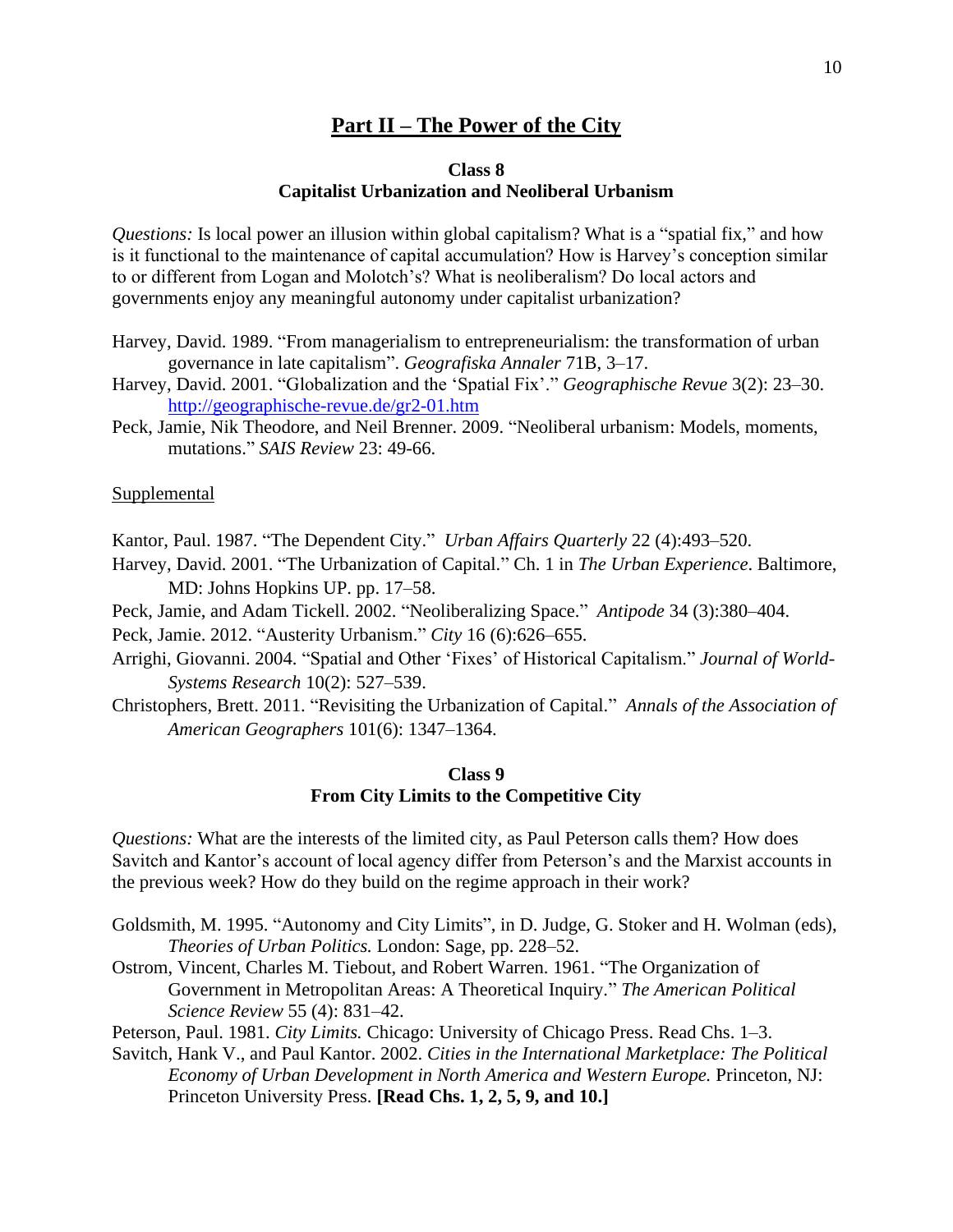## Part II – The Power of the City

### Class 8
### Capitalist Urbanization and Neoliberal Urbanism

*Questions:* Is local power an illusion within global capitalism? What is a "spatial fix," and how is it functional to the maintenance of capital accumulation? How is Harvey's conception similar to or different from Logan and Molotch's? What is neoliberalism? Do local actors and governments enjoy any meaningful autonomy under capitalist urbanization?

Harvey, David. 1989. "From managerialism to entrepreneurialism: the transformation of urban governance in late capitalism". *Geografiska Annaler* 71B, 3–17.

Harvey, David. 2001. "Globalization and the 'Spatial Fix'." *Geographische Revue* 3(2): 23–30. http://geographische-revue.de/gr2-01.htm

Peck, Jamie, Nik Theodore, and Neil Brenner. 2009. "Neoliberal urbanism: Models, moments, mutations." *SAIS Review* 23: 49-66.

Supplemental

Kantor, Paul. 1987. "The Dependent City." *Urban Affairs Quarterly* 22 (4):493–520.

Harvey, David. 2001. "The Urbanization of Capital." Ch. 1 in *The Urban Experience*. Baltimore, MD: Johns Hopkins UP. pp. 17–58.

Peck, Jamie, and Adam Tickell. 2002. "Neoliberalizing Space." *Antipode* 34 (3):380–404.

Peck, Jamie. 2012. "Austerity Urbanism." *City* 16 (6):626–655.

Arrighi, Giovanni. 2004. "Spatial and Other 'Fixes' of Historical Capitalism." *Journal of World-Systems Research* 10(2): 527–539.

Christophers, Brett. 2011. "Revisiting the Urbanization of Capital." *Annals of the Association of American Geographers* 101(6): 1347–1364.

### Class 9
### From City Limits to the Competitive City

*Questions:* What are the interests of the limited city, as Paul Peterson calls them? How does Savitch and Kantor's account of local agency differ from Peterson's and the Marxist accounts in the previous week? How do they build on the regime approach in their work?

Goldsmith, M. 1995. "Autonomy and City Limits", in D. Judge, G. Stoker and H. Wolman (eds), *Theories of Urban Politics.* London: Sage, pp. 228–52.

Ostrom, Vincent, Charles M. Tiebout, and Robert Warren. 1961. "The Organization of Government in Metropolitan Areas: A Theoretical Inquiry." *The American Political Science Review* 55 (4): 831–42.

Peterson, Paul. 1981. *City Limits.* Chicago: University of Chicago Press. Read Chs. 1–3.

Savitch, Hank V., and Paul Kantor. 2002. *Cities in the International Marketplace: The Political Economy of Urban Development in North America and Western Europe.* Princeton, NJ: Princeton University Press. **[Read Chs. 1, 2, 5, 9, and 10.]**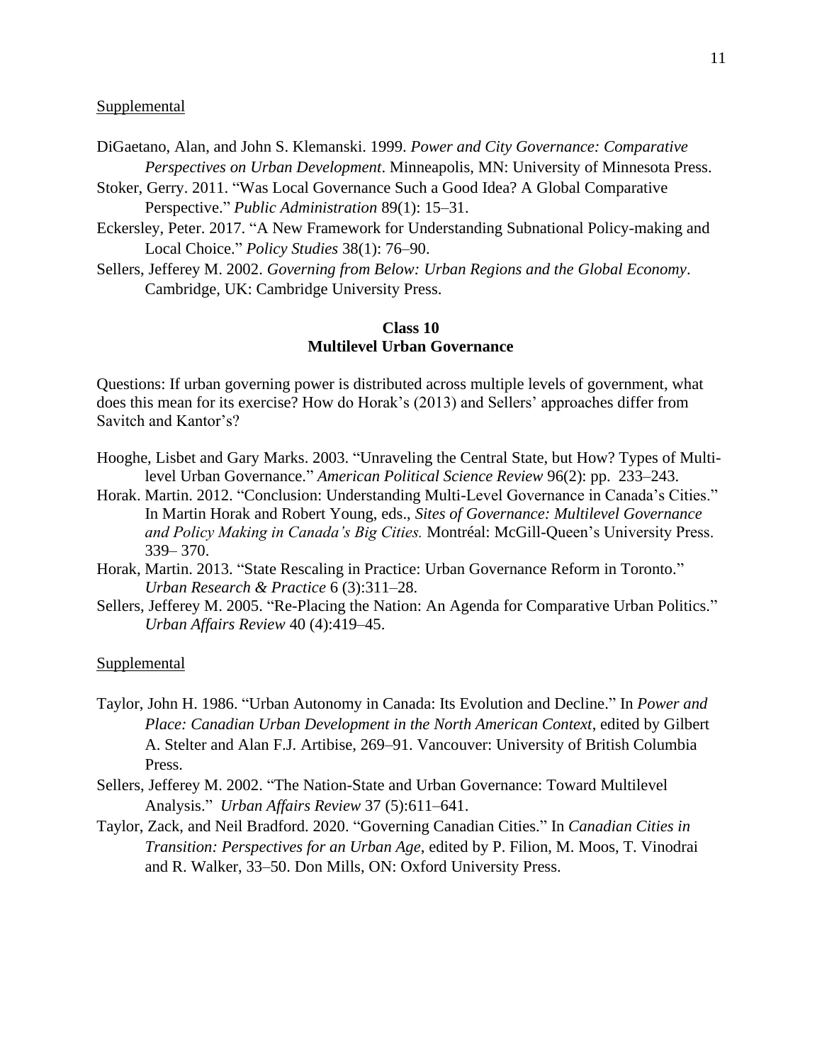Supplemental

DiGaetano, Alan, and John S. Klemanski. 1999. *Power and City Governance: Comparative Perspectives on Urban Development*. Minneapolis, MN: University of Minnesota Press.

Stoker, Gerry. 2011. "Was Local Governance Such a Good Idea? A Global Comparative Perspective." *Public Administration* 89(1): 15–31.

Eckersley, Peter. 2017. "A New Framework for Understanding Subnational Policy-making and Local Choice." *Policy Studies* 38(1): 76–90.

Sellers, Jefferey M. 2002. *Governing from Below: Urban Regions and the Global Economy*. Cambridge, UK: Cambridge University Press.

**Class 10**
**Multilevel Urban Governance**

Questions: If urban governing power is distributed across multiple levels of government, what does this mean for its exercise? How do Horak's (2013) and Sellers' approaches differ from Savitch and Kantor's?

Hooghe, Lisbet and Gary Marks. 2003. "Unraveling the Central State, but How? Types of Multi-level Urban Governance." *American Political Science Review* 96(2): pp. 233–243.

Horak. Martin. 2012. "Conclusion: Understanding Multi-Level Governance in Canada's Cities." In Martin Horak and Robert Young, eds., *Sites of Governance: Multilevel Governance and Policy Making in Canada's Big Cities.* Montréal: McGill-Queen's University Press. 339– 370.

Horak, Martin. 2013. "State Rescaling in Practice: Urban Governance Reform in Toronto." *Urban Research & Practice* 6 (3):311–28.

Sellers, Jefferey M. 2005. "Re-Placing the Nation: An Agenda for Comparative Urban Politics." *Urban Affairs Review* 40 (4):419–45.

Supplemental

Taylor, John H. 1986. "Urban Autonomy in Canada: Its Evolution and Decline." In *Power and Place: Canadian Urban Development in the North American Context*, edited by Gilbert A. Stelter and Alan F.J. Artibise, 269–91. Vancouver: University of British Columbia Press.

Sellers, Jefferey M. 2002. "The Nation-State and Urban Governance: Toward Multilevel Analysis." *Urban Affairs Review* 37 (5):611–641.

Taylor, Zack, and Neil Bradford. 2020. "Governing Canadian Cities." In *Canadian Cities in Transition: Perspectives for an Urban Age*, edited by P. Filion, M. Moos, T. Vinodrai and R. Walker, 33–50. Don Mills, ON: Oxford University Press.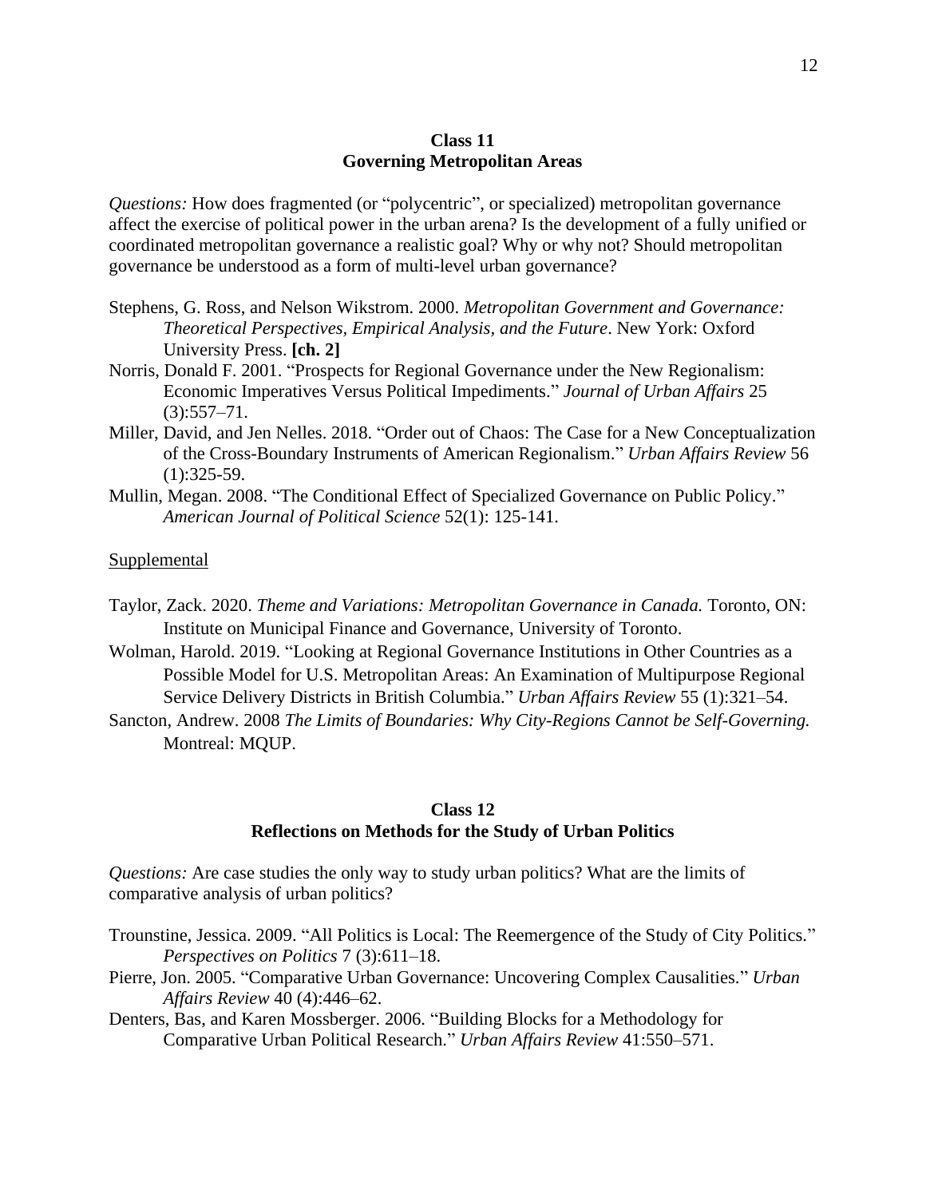## Class 11
## Governing Metropolitan Areas

*Questions:* How does fragmented (or "polycentric", or specialized) metropolitan governance affect the exercise of political power in the urban arena? Is the development of a fully unified or coordinated metropolitan governance a realistic goal? Why or why not? Should metropolitan governance be understood as a form of multi-level urban governance?

Stephens, G. Ross, and Nelson Wikstrom. 2000. *Metropolitan Government and Governance: Theoretical Perspectives, Empirical Analysis, and the Future*. New York: Oxford University Press. **[ch. 2]**

Norris, Donald F. 2001. "Prospects for Regional Governance under the New Regionalism: Economic Imperatives Versus Political Impediments." *Journal of Urban Affairs* 25 (3):557–71.

Miller, David, and Jen Nelles. 2018. "Order out of Chaos: The Case for a New Conceptualization of the Cross-Boundary Instruments of American Regionalism." *Urban Affairs Review* 56 (1):325-59.

Mullin, Megan. 2008. "The Conditional Effect of Specialized Governance on Public Policy." *American Journal of Political Science* 52(1): 125-141.

<u>Supplemental</u>

Taylor, Zack. 2020. *Theme and Variations: Metropolitan Governance in Canada.* Toronto, ON: Institute on Municipal Finance and Governance, University of Toronto.

Wolman, Harold. 2019. "Looking at Regional Governance Institutions in Other Countries as a Possible Model for U.S. Metropolitan Areas: An Examination of Multipurpose Regional Service Delivery Districts in British Columbia." *Urban Affairs Review* 55 (1):321–54.

Sancton, Andrew. 2008 *The Limits of Boundaries: Why City-Regions Cannot be Self-Governing.* Montreal: MQUP.

## Class 12
## Reflections on Methods for the Study of Urban Politics

*Questions:* Are case studies the only way to study urban politics? What are the limits of comparative analysis of urban politics?

Trounstine, Jessica. 2009. "All Politics is Local: The Reemergence of the Study of City Politics." *Perspectives on Politics* 7 (3):611–18.

Pierre, Jon. 2005. "Comparative Urban Governance: Uncovering Complex Causalities." *Urban Affairs Review* 40 (4):446–62.

Denters, Bas, and Karen Mossberger. 2006. "Building Blocks for a Methodology for Comparative Urban Political Research." *Urban Affairs Review* 41:550–571.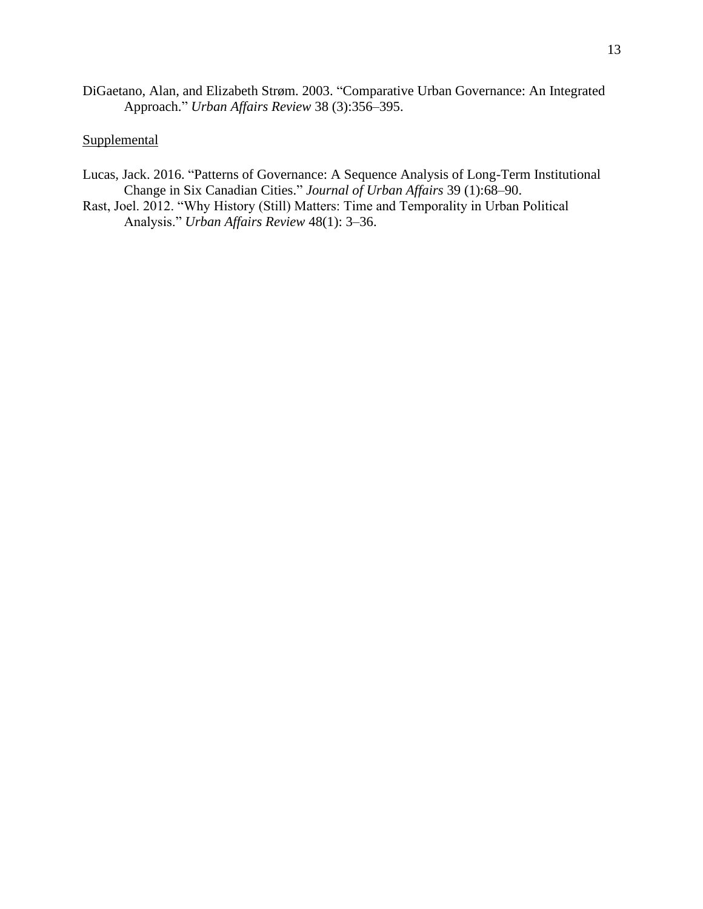DiGaetano, Alan, and Elizabeth Strøm. 2003. "Comparative Urban Governance: An Integrated Approach." *Urban Affairs Review* 38 (3):356–395.

<u>Supplemental</u>

Lucas, Jack. 2016. "Patterns of Governance: A Sequence Analysis of Long-Term Institutional Change in Six Canadian Cities." *Journal of Urban Affairs* 39 (1):68–90.

Rast, Joel. 2012. "Why History (Still) Matters: Time and Temporality in Urban Political Analysis." *Urban Affairs Review* 48(1): 3–36.